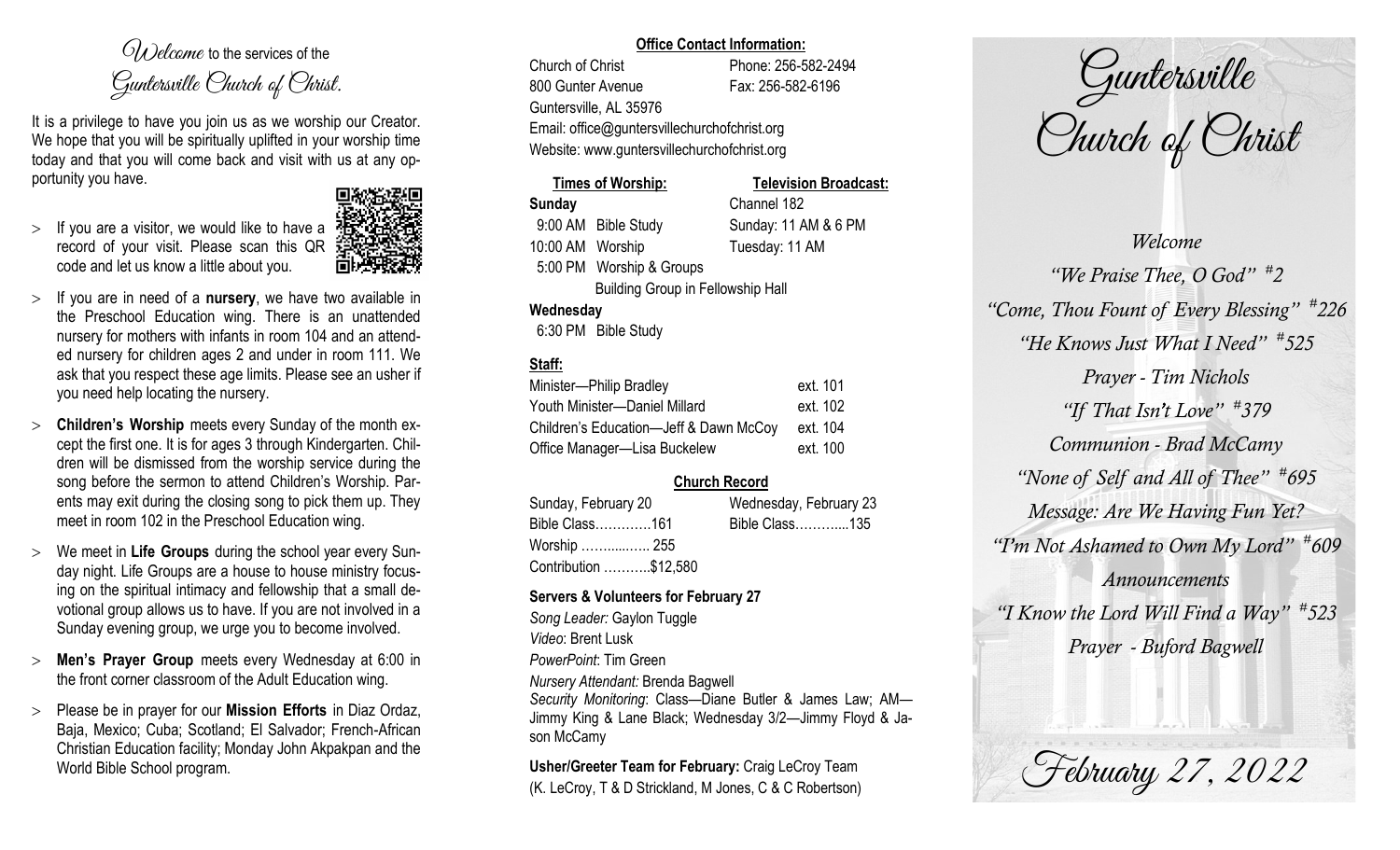# *Welcome* to the services of the Guntersville Church of Christ.

It is a privilege to have you join us as we worship our Creator. We hope that you will be spiritually uplifted in your worship time today and that you will come back and visit with us at any opportunity you have.

- If you are a visitor, we would like to have a record of your visit. Please scan this QR code and let us know a little about you.
- If you are in need of a **nursery**, we have two available in the Preschool Education wing. There is an unattended nursery for mothers with infants in room 104 and an attended nursery for children ages 2 and under in room 111. We ask that you respect these age limits. Please see an usher if you need help locating the nursery.
- **Children's Worship** meets every Sunday of the month except the first one. It is for ages 3 through Kindergarten. Children will be dismissed from the worship service during the song before the sermon to attend Children's Worship. Parents may exit during the closing song to pick them up. They meet in room 102 in the Preschool Education wing.
- We meet in **Life Groups** during the school year every Sunday night. Life Groups are a house to house ministry focusing on the spiritual intimacy and fellowship that a small devotional group allows us to have. If you are not involved in a Sunday evening group, we urge you to become involved.
- **Men's Prayer Group** meets every Wednesday at 6:00 in the front corner classroom of the Adult Education wing.
- Please be in prayer for our **Mission Efforts** in Diaz Ordaz, Baja, Mexico; Cuba; Scotland; El Salvador; French-African Christian Education facility; Monday John Akpakpan and the World Bible School program.

## Office Contact Information:

Church of Christ — Phone: 256-582-2494
800 Gunter Avenue — Fax: 256-582-6196
Guntersville, AL 35976
Email: office@guntersvillechurchofchrist.org
Website: www.guntersvillechurchofchrist.org

| Times of Worship: | Television Broadcast: |
|---|---|
| **Sunday** | Channel 182 |
| 9:00 AM Bible Study | Sunday: 11 AM & 6 PM |
| 10:00 AM Worship | Tuesday: 11 AM |
| 5:00 PM Worship & Groups | |
| Building Group in Fellowship Hall | |
| **Wednesday** | |
| 6:30 PM Bible Study | |

## Staff:

| | |
|---|---|
| Minister—Philip Bradley | ext. 101 |
| Youth Minister—Daniel Millard | ext. 102 |
| Children's Education—Jeff & Dawn McCoy | ext. 104 |
| Office Manager—Lisa Buckelew | ext. 100 |

## Church Record

| Sunday, February 20 | Wednesday, February 23 |
|---|---|
| Bible Class………….161 | Bible Class………...135 |
| Worship …….....….. 255 | |
| Contribution ………..$12,580 | |

**Servers & Volunteers for February 27**

*Song Leader:* Gaylon Tuggle
*Video*: Brent Lusk
*PowerPoint*: Tim Green
*Nursery Attendant:* Brenda Bagwell
*Security Monitoring*: Class—Diane Butler & James Law; AM—Jimmy King & Lane Black; Wednesday 3/2—Jimmy Floyd & Jason McCamy

**Usher/Greeter Team for February:** Craig LeCroy Team (K. LeCroy, T & D Strickland, M Jones, C & C Robertson)

# Guntersville Church of Christ

*Welcome*

*"We Praise Thee, O God" #2*

*"Come, Thou Fount of Every Blessing" #226*

*"He Knows Just What I Need" #525*

*Prayer - Tim Nichols*

*"If That Isn't Love" #379*

*Communion - Brad McCamy*

*"None of Self and All of Thee" #695*

*Message: Are We Having Fun Yet?*

*"I'm Not Ashamed to Own My Lord" #609*

*Announcements*

*"I Know the Lord Will Find a Way" #523*

*Prayer - Buford Bagwell*

February 27, 2022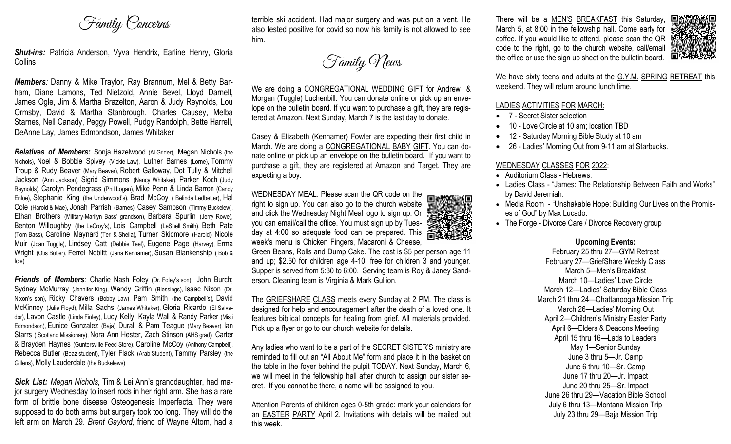# Family Concerns

***Shut-ins:*** Patricia Anderson, Vyva Hendrix, Earline Henry, Gloria Collins

***Members:*** Danny & Mike Traylor, Ray Brannum, Mel & Betty Barham, Diane Lamons, Ted Nietzold, Annie Bevel, Lloyd Darnell, James Ogle, Jim & Martha Brazelton, Aaron & Judy Reynolds, Lou Ormsby, David & Martha Stanbrough, Charles Causey, Melba Starnes, Nell Canady, Peggy Powell, Pudgy Randolph, Bette Harrell, DeAnne Lay, James Edmondson, James Whitaker

***Relatives of Members:*** Sonja Hazelwood (Al Grider), Megan Nichols (the Nichols), Noel & Bobbie Spivey (Vickie Law), Luther Barnes (Lorne), Tommy Troup & Rudy Beaver (Mary Beaver), Robert Galloway, Dot Tully & Mitchell Jackson (Ann Jackson), Sigrid Simmons (Nancy Whitaker), Parker Koch (Judy Reynolds), Carolyn Pendegrass (Phil Logan), Mike Penn & Linda Barron (Candy Enloe), Stephanie King (the Underwood's), Brad McCoy ( Belinda Ledbetter), Hal Cole (Harold & Mae), Jonah Parrish (Barnes), Casey Sampson (Timmy Buckelew), Ethan Brothers (Military-Marilyn Bass' grandson), Barbara Spurlin (Jerry Rowe), Benton Willoughby (the LeCroy's), Lois Campbell (LeShell Smith), Beth Pate (Tom Bass), Caroline Maynard (Teri & Sheila), Turner Skidmore (Harold), Nicole Muir (Joan Tuggle), Lindsey Catt (Debbie Teel), Eugene Page (Harvey), Erma Wright (Otis Butler), Ferrel Noblitt (Jana Kennamer), Susan Blankenship ( Bob & Icle)

***Friends of Members:*** Charlie Nash Foley (Dr. Foley's son), John Burch; Sydney McMurray (Jennifer King), Wendy Griffin (Blessings), Isaac Nixon (Dr. Nixon's son), Ricky Chavers (Bobby Law), Pam Smith (the Campbell's), David McKinney (Julie Floyd), Milla Sachs (James Whitaker), Gloria Ricardo (El Salvador), Lavon Castle (Linda Finley), Lucy Kelly, Kayla Wall & Randy Parker (Misti Edmondson), Eunice Gonzalez (Baja), Durall & Pam Teague (Mary Beaver), Ian Starrs ( Scotland Missionary), Nora Ann Hester, Zach Stinson (AHS grad), Carter & Brayden Haynes (Guntersville Feed Store), Caroline McCoy (Anthony Campbell), Rebecca Butler (Boaz student), Tyler Flack (Arab Student), Tammy Parsley (the Gillens), Molly Lauderdale (the Buckelews)

***Sick List:*** *Megan Nichols,* Tim & Lei Ann's granddaughter, had major surgery Wednesday to insert rods in her right arm. She has a rare form of brittle bone disease Osteogenesis Imperfecta. They were supposed to do both arms but surgery took too long. They will do the left arm on March 29. *Brent Gaylord*, friend of Wayne Altom, had a terrible ski accident. Had major surgery and was put on a vent. He also tested positive for covid so now his family is not allowed to see him.

# Family News

We are doing a CONGREGATIONAL WEDDING GIFT for Andrew & Morgan (Tuggle) Luchenbill. You can donate online or pick up an envelope on the bulletin board. If you want to purchase a gift, they are registered at Amazon. Next Sunday, March 7 is the last day to donate.

Casey & Elizabeth (Kennamer) Fowler are expecting their first child in March. We are doing a CONGREGATIONAL BABY GIFT. You can donate online or pick up an envelope on the bulletin board. If you want to purchase a gift, they are registered at Amazon and Target. They are expecting a boy.

WEDNESDAY MEAL: Please scan the QR code on the right to sign up. You can also go to the church website and click the Wednesday Night Meal logo to sign up. Or you can email/call the office. You must sign up by Tuesday at 4:00 so adequate food can be prepared. This week's menu is Chicken Fingers, Macaroni & Cheese, Green Beans, Rolls and Dump Cake. The cost is $5 per person age 11 and up; $2.50 for children age 4-10; free for children 3 and younger. Supper is served from 5:30 to 6:00. Serving team is Roy & Janey Sanderson. Cleaning team is Virginia & Mark Gullion.

The GRIEFSHARE CLASS meets every Sunday at 2 PM. The class is designed for help and encouragement after the death of a loved one. It features biblical concepts for healing from grief. All materials provided. Pick up a flyer or go to our church website for details.

Any ladies who want to be a part of the SECRET SISTER'S ministry are reminded to fill out an "All About Me" form and place it in the basket on the table in the foyer behind the pulpit TODAY. Next Sunday, March 6, we will meet in the fellowship hall after church to assign our sister secret. If you cannot be there, a name will be assigned to you.

Attention Parents of children ages 0-5th grade: mark your calendars for an EASTER PARTY April 2. Invitations with details will be mailed out this week.

There will be a MEN'S BREAKFAST this Saturday, March 5, at 8:00 in the fellowship hall. Come early for coffee. If you would like to attend, please scan the QR code to the right, go to the church website, call/email the office or use the sign up sheet on the bulletin board.

We have sixty teens and adults at the G.Y.M. SPRING RETREAT this weekend. They will return around lunch time.

LADIES ACTIVITIES FOR MARCH:

- 7 - Secret Sister selection
- 10 - Love Circle at 10 am; location TBD
- 12 - Saturday Morning Bible Study at 10 am
- 26 - Ladies' Morning Out from 9-11 am at Starbucks.

WEDNESDAY CLASSES FOR 2022:

- Auditorium Class - Hebrews.
- Ladies Class - "James: The Relationship Between Faith and Works" by David Jeremiah.
- Media Room - "Unshakable Hope: Building Our Lives on the Promises of God" by Max Lucado.
- The Forge - Divorce Care / Divorce Recovery group

**Upcoming Events:**

February 25 thru 27—GYM Retreat
February 27—GriefShare Weekly Class
March 5—Men's Breakfast
March 10—Ladies' Love Circle
March 12—Ladies' Saturday Bible Class
March 21 thru 24—Chattanooga Mission Trip
March 26—Ladies' Morning Out
April 2—Children's Ministry Easter Party
April 6—Elders & Deacons Meeting
April 15 thru 16—Lads to Leaders
May 1—Senior Sunday
June 3 thru 5—Jr. Camp
June 6 thru 10—Sr. Camp
June 17 thru 20—Jr. Impact
June 20 thru 25—Sr. Impact
June 26 thru 29—Vacation Bible School
July 6 thru 13—Montana Mission Trip
July 23 thru 29—Baja Mission Trip